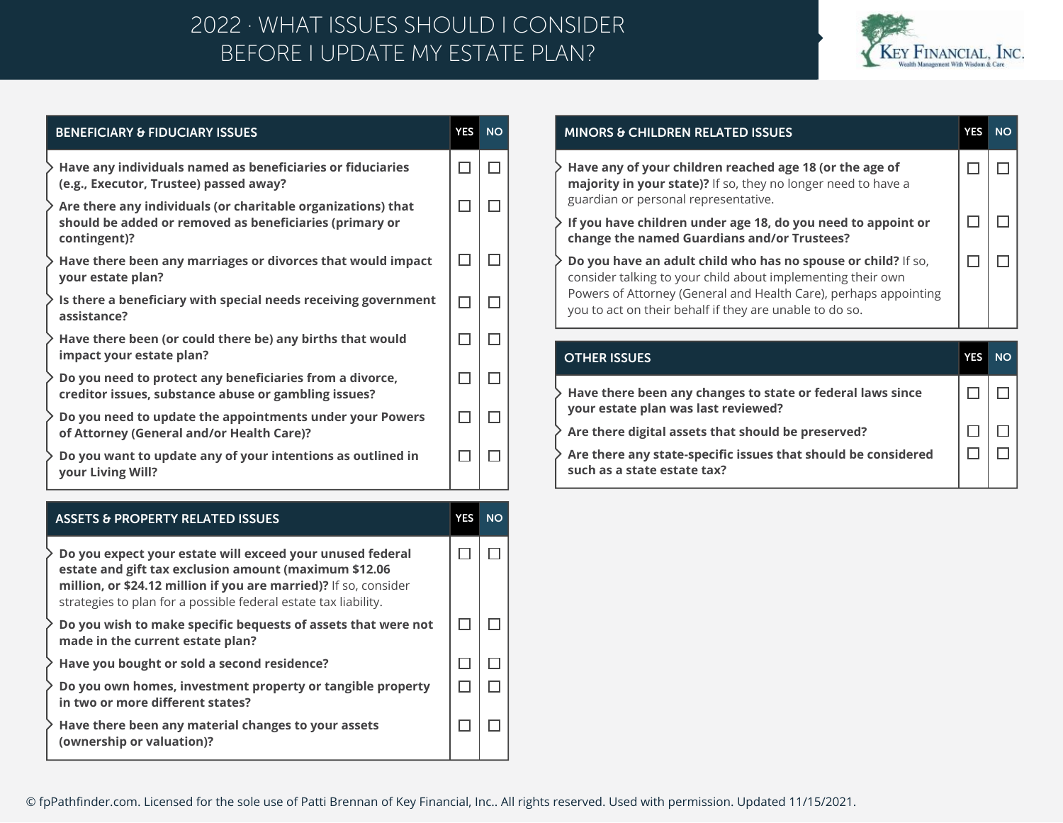# 2022 · WHAT ISSUES SHOULD I CONSIDER BEFORE I UPDATE MY ESTATE PLAN?

Key Financial, Inc.
Wealth Management With Wisdom & Care

| BENEFICIARY & FIDUCIARY ISSUES | YES | NO |
|---|---|---|
| **Have any individuals named as beneficiaries or fiduciaries (e.g., Executor, Trustee) passed away?** | ☐ | ☐ |
| **Are there any individuals (or charitable organizations) that should be added or removed as beneficiaries (primary or contingent)?** | ☐ | ☐ |
| **Have there been any marriages or divorces that would impact your estate plan?** | ☐ | ☐ |
| **Is there a beneficiary with special needs receiving government assistance?** | ☐ | ☐ |
| **Have there been (or could there be) any births that would impact your estate plan?** | ☐ | ☐ |
| **Do you need to protect any beneficiaries from a divorce, creditor issues, substance abuse or gambling issues?** | ☐ | ☐ |
| **Do you need to update the appointments under your Powers of Attorney (General and/or Health Care)?** | ☐ | ☐ |
| **Do you want to update any of your intentions as outlined in your Living Will?** | ☐ | ☐ |

| ASSETS & PROPERTY RELATED ISSUES | YES | NO |
|---|---|---|
| **Do you expect your estate will exceed your unused federal estate and gift tax exclusion amount (maximum $12.06 million, or $24.12 million if you are married)?** If so, consider strategies to plan for a possible federal estate tax liability. | ☐ | ☐ |
| **Do you wish to make specific bequests of assets that were not made in the current estate plan?** | ☐ | ☐ |
| **Have you bought or sold a second residence?** | ☐ | ☐ |
| **Do you own homes, investment property or tangible property in two or more different states?** | ☐ | ☐ |
| **Have there been any material changes to your assets (ownership or valuation)?** | ☐ | ☐ |

| MINORS & CHILDREN RELATED ISSUES | YES | NO |
|---|---|---|
| **Have any of your children reached age 18 (or the age of majority in your state)?** If so, they no longer need to have a guardian or personal representative. | ☐ | ☐ |
| **If you have children under age 18, do you need to appoint or change the named Guardians and/or Trustees?** | ☐ | ☐ |
| **Do you have an adult child who has no spouse or child?** If so, consider talking to your child about implementing their own Powers of Attorney (General and Health Care), perhaps appointing you to act on their behalf if they are unable to do so. | ☐ | ☐ |

| OTHER ISSUES | YES | NO |
|---|---|---|
| **Have there been any changes to state or federal laws since your estate plan was last reviewed?** | ☐ | ☐ |
| **Are there digital assets that should be preserved?** | ☐ | ☐ |
| **Are there any state-specific issues that should be considered such as a state estate tax?** | ☐ | ☐ |

© fpPathfinder.com. Licensed for the sole use of Patti Brennan of Key Financial, Inc.. All rights reserved. Used with permission. Updated 11/15/2021.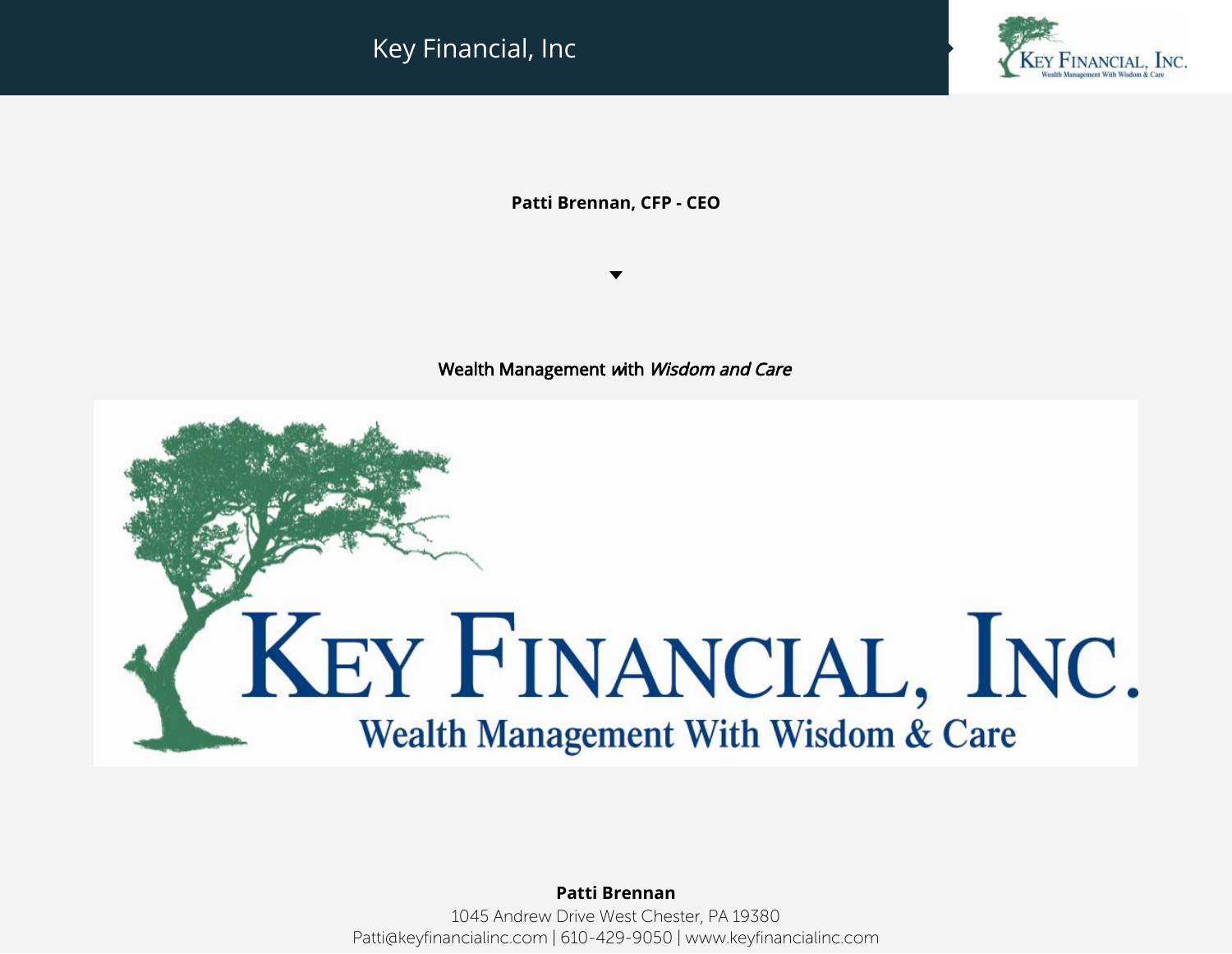Key Financial, Inc

**Patti Brennan, CFP - CEO**

Wealth Management *with Wisdom and Care*

**Patti Brennan**

1045 Andrew Drive West Chester, PA 19380

Patti@keyfinancialinc.com | 610-429-9050 | www.keyfinancialinc.com